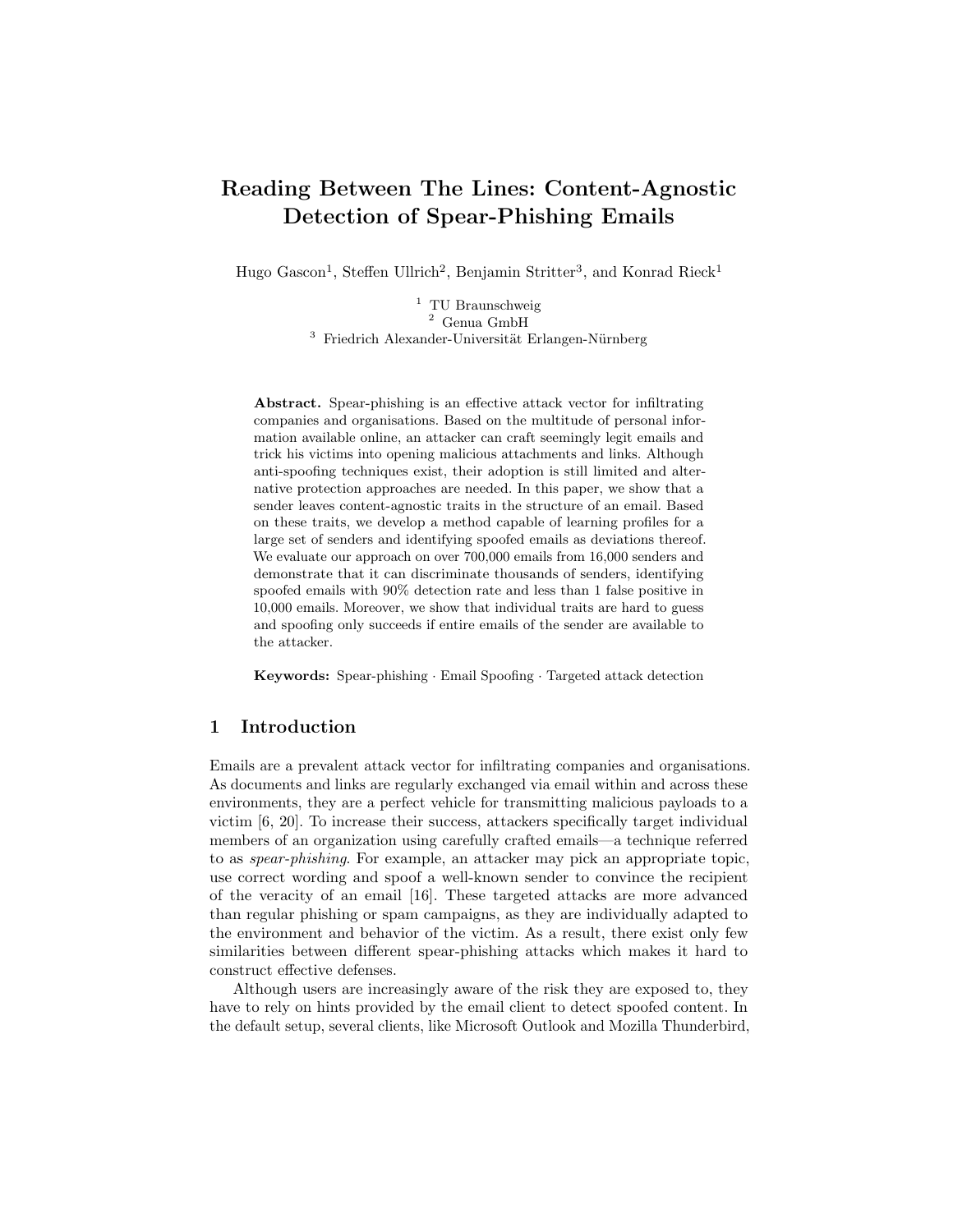# Reading Between The Lines: Content-Agnostic Detection of Spear-Phishing Emails

Hugo Gascon[1], Steffen Ullrich[2], Benjamin Stritter[3], and Konrad Rieck[1]

[1] TU Braunschweig
[2] Genua GmbH
[3] Friedrich Alexander-Universität Erlangen-Nürnberg

**Abstract.** Spear-phishing is an effective attack vector for infiltrating companies and organisations. Based on the multitude of personal information available online, an attacker can craft seemingly legit emails and trick his victims into opening malicious attachments and links. Although anti-spoofing techniques exist, their adoption is still limited and alternative protection approaches are needed. In this paper, we show that a sender leaves content-agnostic traits in the structure of an email. Based on these traits, we develop a method capable of learning profiles for a large set of senders and identifying spoofed emails as deviations thereof. We evaluate our approach on over 700,000 emails from 16,000 senders and demonstrate that it can discriminate thousands of senders, identifying spoofed emails with 90% detection rate and less than 1 false positive in 10,000 emails. Moreover, we show that individual traits are hard to guess and spoofing only succeeds if entire emails of the sender are available to the attacker.

**Keywords:** Spear-phishing · Email Spoofing · Targeted attack detection

## 1 Introduction

Emails are a prevalent attack vector for infiltrating companies and organisations. As documents and links are regularly exchanged via email within and across these environments, they are a perfect vehicle for transmitting malicious payloads to a victim [6, 20]. To increase their success, attackers specifically target individual members of an organization using carefully crafted emails—a technique referred to as *spear-phishing*. For example, an attacker may pick an appropriate topic, use correct wording and spoof a well-known sender to convince the recipient of the veracity of an email [16]. These targeted attacks are more advanced than regular phishing or spam campaigns, as they are individually adapted to the environment and behavior of the victim. As a result, there exist only few similarities between different spear-phishing attacks which makes it hard to construct effective defenses.

Although users are increasingly aware of the risk they are exposed to, they have to rely on hints provided by the email client to detect spoofed content. In the default setup, several clients, like Microsoft Outlook and Mozilla Thunderbird,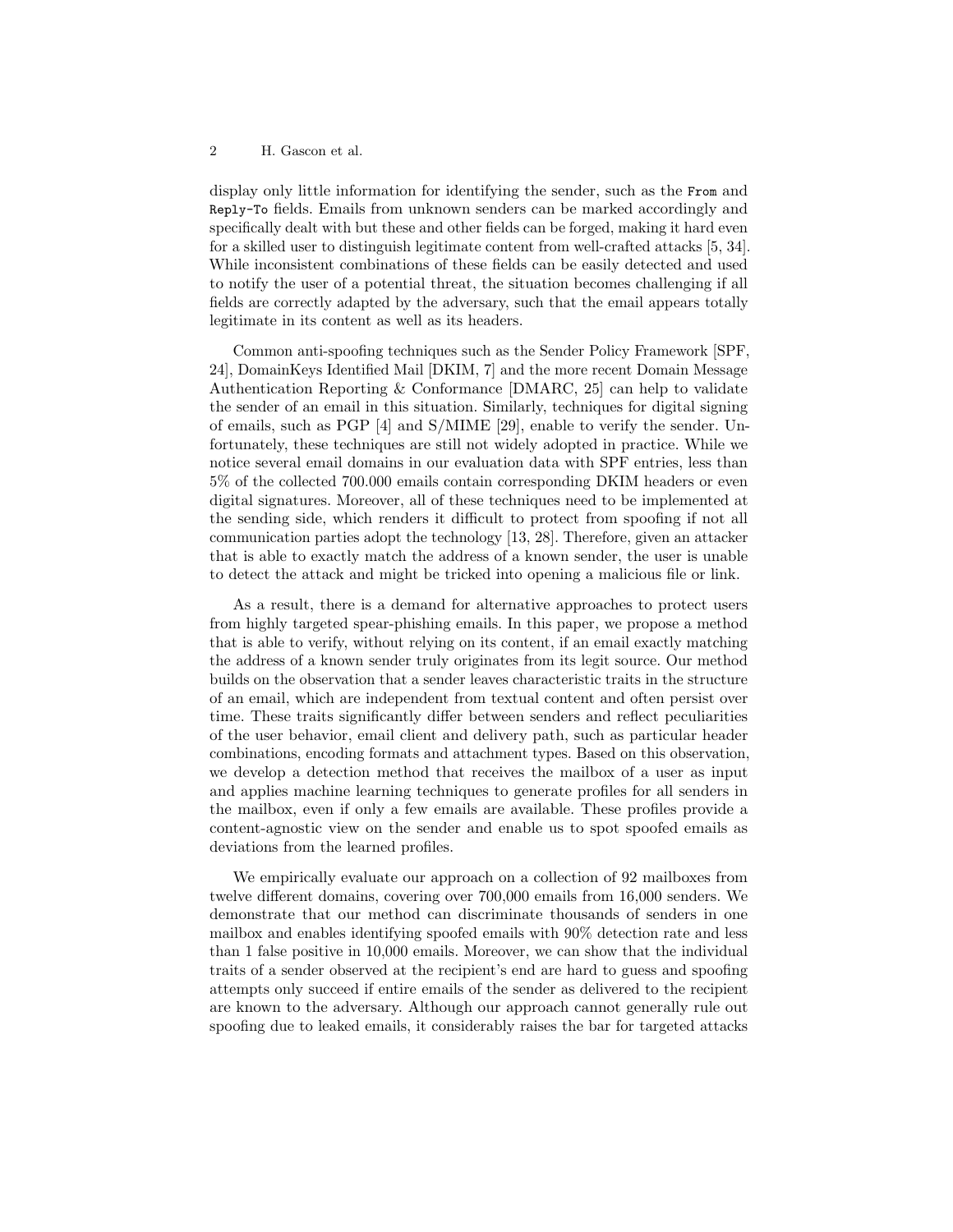display only little information for identifying the sender, such as the `From` and `Reply-To` fields. Emails from unknown senders can be marked accordingly and specifically dealt with but these and other fields can be forged, making it hard even for a skilled user to distinguish legitimate content from well-crafted attacks [5, 34]. While inconsistent combinations of these fields can be easily detected and used to notify the user of a potential threat, the situation becomes challenging if all fields are correctly adapted by the adversary, such that the email appears totally legitimate in its content as well as its headers.

Common anti-spoofing techniques such as the Sender Policy Framework [SPF, 24], DomainKeys Identified Mail [DKIM, 7] and the more recent Domain Message Authentication Reporting & Conformance [DMARC, 25] can help to validate the sender of an email in this situation. Similarly, techniques for digital signing of emails, such as PGP [4] and S/MIME [29], enable to verify the sender. Unfortunately, these techniques are still not widely adopted in practice. While we notice several email domains in our evaluation data with SPF entries, less than 5% of the collected 700.000 emails contain corresponding DKIM headers or even digital signatures. Moreover, all of these techniques need to be implemented at the sending side, which renders it difficult to protect from spoofing if not all communication parties adopt the technology [13, 28]. Therefore, given an attacker that is able to exactly match the address of a known sender, the user is unable to detect the attack and might be tricked into opening a malicious file or link.

As a result, there is a demand for alternative approaches to protect users from highly targeted spear-phishing emails. In this paper, we propose a method that is able to verify, without relying on its content, if an email exactly matching the address of a known sender truly originates from its legit source. Our method builds on the observation that a sender leaves characteristic traits in the structure of an email, which are independent from textual content and often persist over time. These traits significantly differ between senders and reflect peculiarities of the user behavior, email client and delivery path, such as particular header combinations, encoding formats and attachment types. Based on this observation, we develop a detection method that receives the mailbox of a user as input and applies machine learning techniques to generate profiles for all senders in the mailbox, even if only a few emails are available. These profiles provide a content-agnostic view on the sender and enable us to spot spoofed emails as deviations from the learned profiles.

We empirically evaluate our approach on a collection of 92 mailboxes from twelve different domains, covering over 700,000 emails from 16,000 senders. We demonstrate that our method can discriminate thousands of senders in one mailbox and enables identifying spoofed emails with 90% detection rate and less than 1 false positive in 10,000 emails. Moreover, we can show that the individual traits of a sender observed at the recipient's end are hard to guess and spoofing attempts only succeed if entire emails of the sender as delivered to the recipient are known to the adversary. Although our approach cannot generally rule out spoofing due to leaked emails, it considerably raises the bar for targeted attacks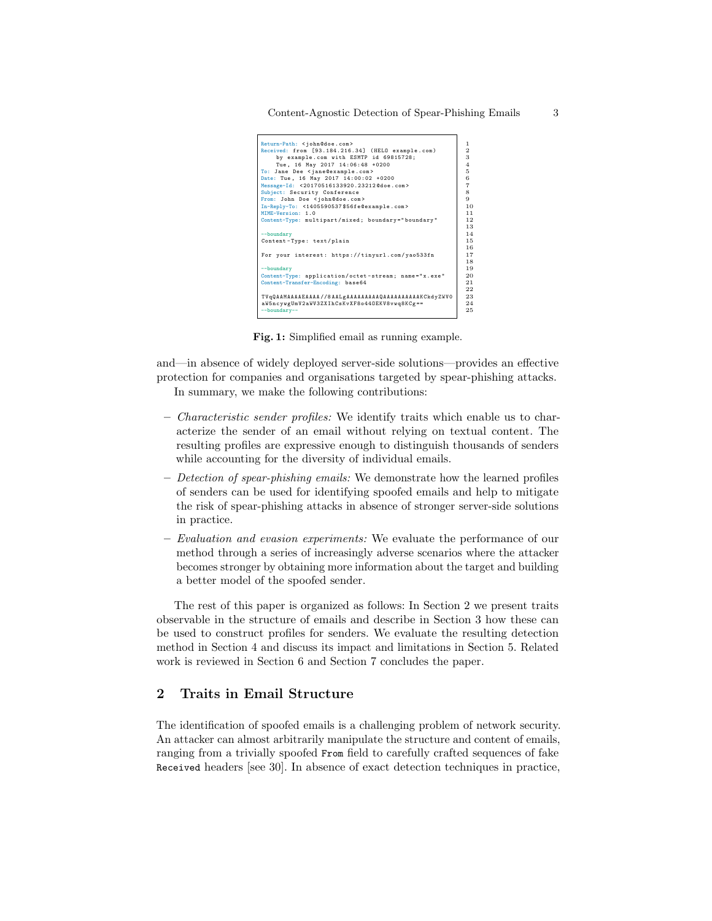```
Return-Path: <john@doe.com>                                              1
Received: from [93.184.216.34] (HELO example.com)                        2
    by example.com with ESMTP id 69815728;                               3
    Tue, 16 May 2017 14:06:48 +0200                                      4
To: Jane Dee <jane@example.com>                                          5
Date: Tue, 16 May 2017 14:00:02 +0200                                    6
Message-Id: <20170516133920.23212@doe.com>                               7
Subject: Security Conference                                             8
From: John Doe <john@doe.com>                                            9
In-Reply-To: <1405590537$56fe@example.com>                               10
MIME-Version: 1.0                                                        11
Content-Type: multipart/mixed; boundary="boundary"                       12
                                                                         13
--boundary                                                               14
Content-Type: text/plain                                                 15
                                                                         16
For your interest: https://tinyurl.com/yao533fn                          17
                                                                         18
--boundary                                                               19
Content-Type: application/octet-stream; name="x.exe"                     20
Content-Transfer-Encoding: base64                                        21
                                                                         22
TVqQAAMAAAAEAAAA//8AALgAAAAAAAAAQAAAAAAAAAAAKCkdyZWV0                    23
aW5ncywgUmV2aWV3ZXIhCsKvXF8o440EKV8vwq8KCg==                             24
--boundary--                                                             25
```

**Fig. 1:** Simplified email as running example.

and—in absence of widely deployed server-side solutions—provides an effective protection for companies and organisations targeted by spear-phishing attacks.

In summary, we make the following contributions:

– *Characteristic sender profiles:* We identify traits which enable us to characterize the sender of an email without relying on textual content. The resulting profiles are expressive enough to distinguish thousands of senders while accounting for the diversity of individual emails.

– *Detection of spear-phishing emails:* We demonstrate how the learned profiles of senders can be used for identifying spoofed emails and help to mitigate the risk of spear-phishing attacks in absence of stronger server-side solutions in practice.

– *Evaluation and evasion experiments:* We evaluate the performance of our method through a series of increasingly adverse scenarios where the attacker becomes stronger by obtaining more information about the target and building a better model of the spoofed sender.

The rest of this paper is organized as follows: In Section 2 we present traits observable in the structure of emails and describe in Section 3 how these can be used to construct profiles for senders. We evaluate the resulting detection method in Section 4 and discuss its impact and limitations in Section 5. Related work is reviewed in Section 6 and Section 7 concludes the paper.

## 2 Traits in Email Structure

The identification of spoofed emails is a challenging problem of network security. An attacker can almost arbitrarily manipulate the structure and content of emails, ranging from a trivially spoofed `From` field to carefully crafted sequences of fake `Received` headers [see 30]. In absence of exact detection techniques in practice,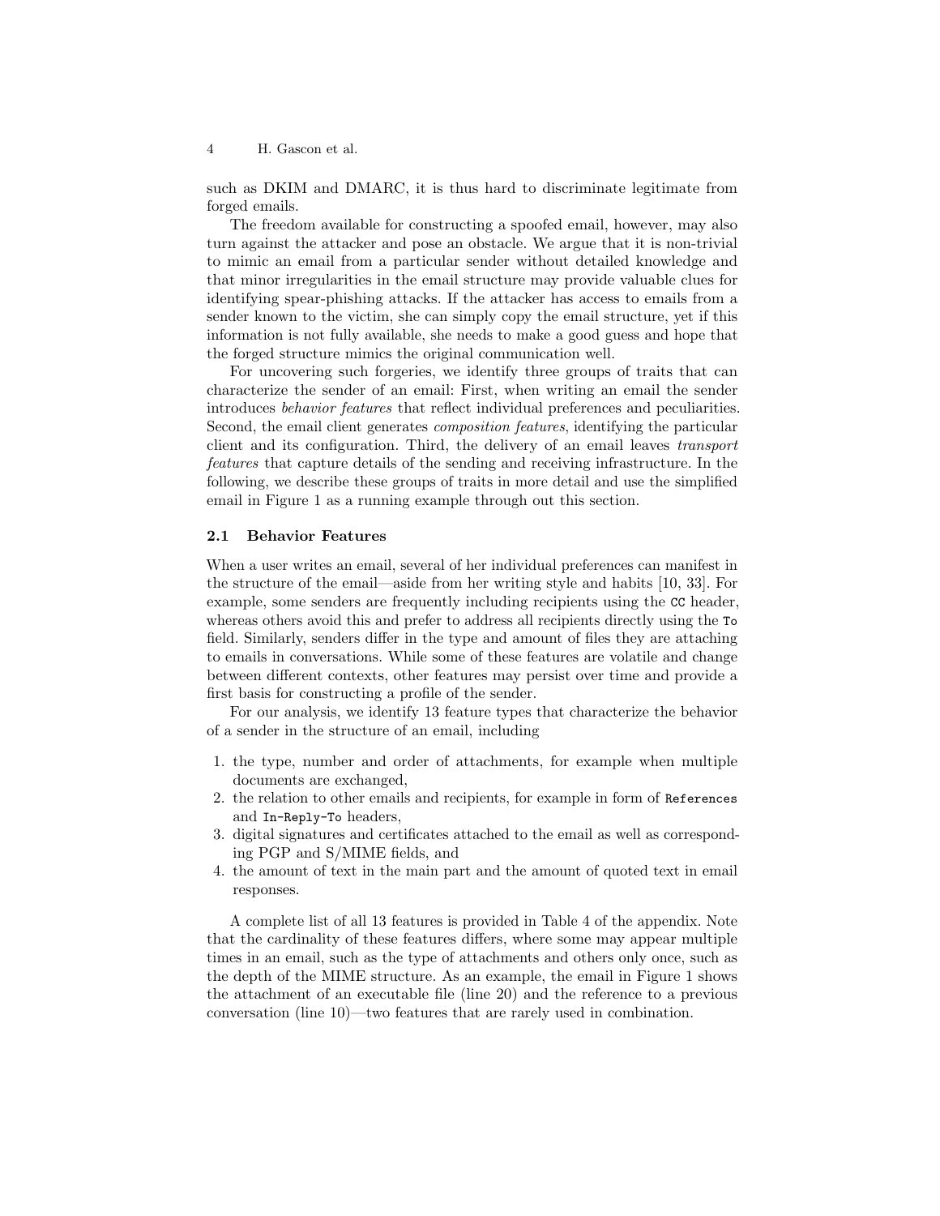such as DKIM and DMARC, it is thus hard to discriminate legitimate from forged emails.

The freedom available for constructing a spoofed email, however, may also turn against the attacker and pose an obstacle. We argue that it is non-trivial to mimic an email from a particular sender without detailed knowledge and that minor irregularities in the email structure may provide valuable clues for identifying spear-phishing attacks. If the attacker has access to emails from a sender known to the victim, she can simply copy the email structure, yet if this information is not fully available, she needs to make a good guess and hope that the forged structure mimics the original communication well.

For uncovering such forgeries, we identify three groups of traits that can characterize the sender of an email: First, when writing an email the sender introduces *behavior features* that reflect individual preferences and peculiarities. Second, the email client generates *composition features*, identifying the particular client and its configuration. Third, the delivery of an email leaves *transport features* that capture details of the sending and receiving infrastructure. In the following, we describe these groups of traits in more detail and use the simplified email in Figure 1 as a running example through out this section.

### 2.1 Behavior Features

When a user writes an email, several of her individual preferences can manifest in the structure of the email—aside from her writing style and habits [10, 33]. For example, some senders are frequently including recipients using the `CC` header, whereas others avoid this and prefer to address all recipients directly using the `To` field. Similarly, senders differ in the type and amount of files they are attaching to emails in conversations. While some of these features are volatile and change between different contexts, other features may persist over time and provide a first basis for constructing a profile of the sender.

For our analysis, we identify 13 feature types that characterize the behavior of a sender in the structure of an email, including

1. the type, number and order of attachments, for example when multiple documents are exchanged,
2. the relation to other emails and recipients, for example in form of `References` and `In-Reply-To` headers,
3. digital signatures and certificates attached to the email as well as corresponding PGP and S/MIME fields, and
4. the amount of text in the main part and the amount of quoted text in email responses.

A complete list of all 13 features is provided in Table 4 of the appendix. Note that the cardinality of these features differs, where some may appear multiple times in an email, such as the type of attachments and others only once, such as the depth of the MIME structure. As an example, the email in Figure 1 shows the attachment of an executable file (line 20) and the reference to a previous conversation (line 10)—two features that are rarely used in combination.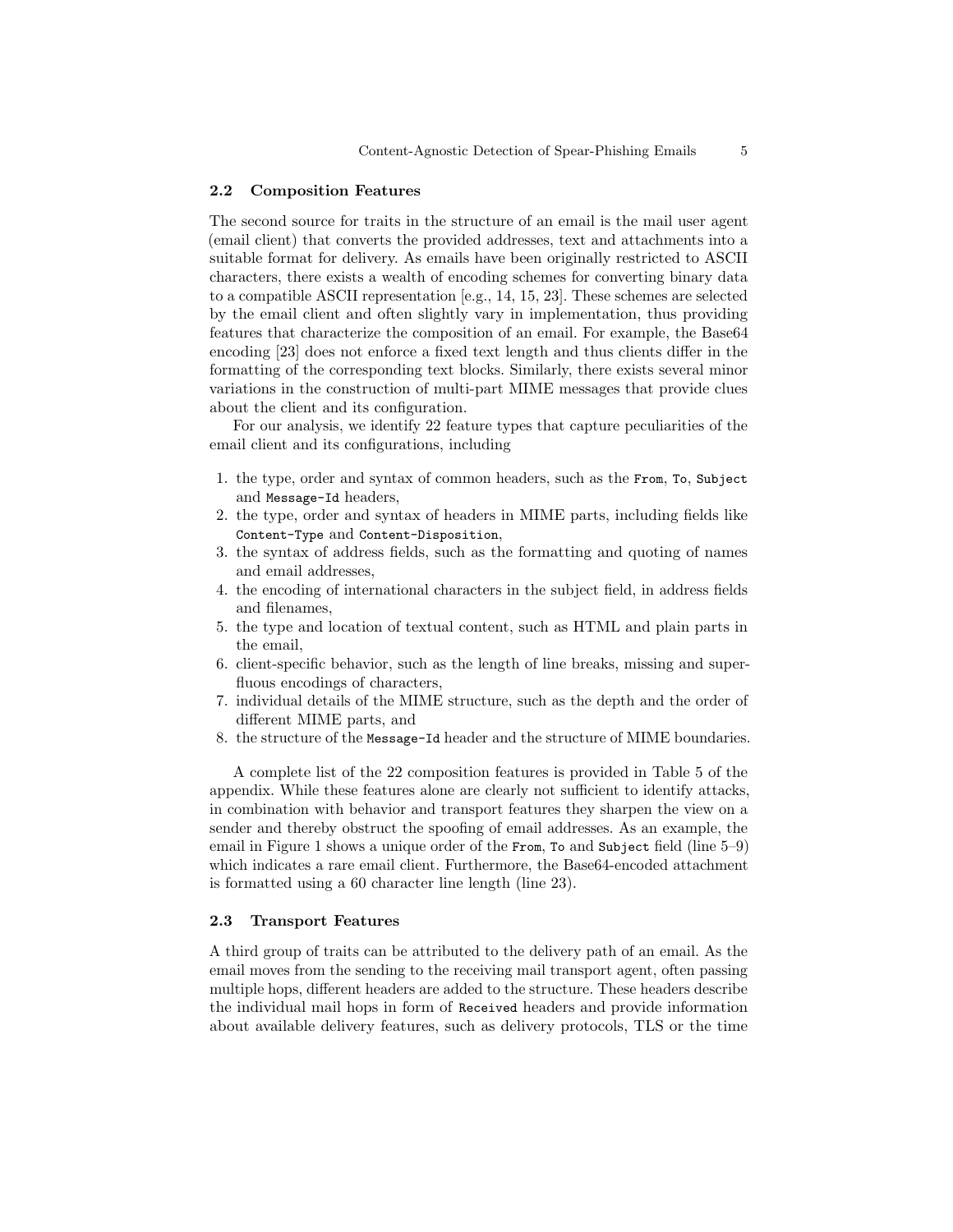### 2.2 Composition Features

The second source for traits in the structure of an email is the mail user agent (email client) that converts the provided addresses, text and attachments into a suitable format for delivery. As emails have been originally restricted to ASCII characters, there exists a wealth of encoding schemes for converting binary data to a compatible ASCII representation [e.g., 14, 15, 23]. These schemes are selected by the email client and often slightly vary in implementation, thus providing features that characterize the composition of an email. For example, the Base64 encoding [23] does not enforce a fixed text length and thus clients differ in the formatting of the corresponding text blocks. Similarly, there exists several minor variations in the construction of multi-part MIME messages that provide clues about the client and its configuration.

For our analysis, we identify 22 feature types that capture peculiarities of the email client and its configurations, including

1. the type, order and syntax of common headers, such as the `From`, `To`, `Subject` and `Message-Id` headers,
2. the type, order and syntax of headers in MIME parts, including fields like `Content-Type` and `Content-Disposition`,
3. the syntax of address fields, such as the formatting and quoting of names and email addresses,
4. the encoding of international characters in the subject field, in address fields and filenames,
5. the type and location of textual content, such as HTML and plain parts in the email,
6. client-specific behavior, such as the length of line breaks, missing and superfluous encodings of characters,
7. individual details of the MIME structure, such as the depth and the order of different MIME parts, and
8. the structure of the `Message-Id` header and the structure of MIME boundaries.

A complete list of the 22 composition features is provided in Table 5 of the appendix. While these features alone are clearly not sufficient to identify attacks, in combination with behavior and transport features they sharpen the view on a sender and thereby obstruct the spoofing of email addresses. As an example, the email in Figure 1 shows a unique order of the `From`, `To` and `Subject` field (line 5–9) which indicates a rare email client. Furthermore, the Base64-encoded attachment is formatted using a 60 character line length (line 23).

### 2.3 Transport Features

A third group of traits can be attributed to the delivery path of an email. As the email moves from the sending to the receiving mail transport agent, often passing multiple hops, different headers are added to the structure. These headers describe the individual mail hops in form of `Received` headers and provide information about available delivery features, such as delivery protocols, TLS or the time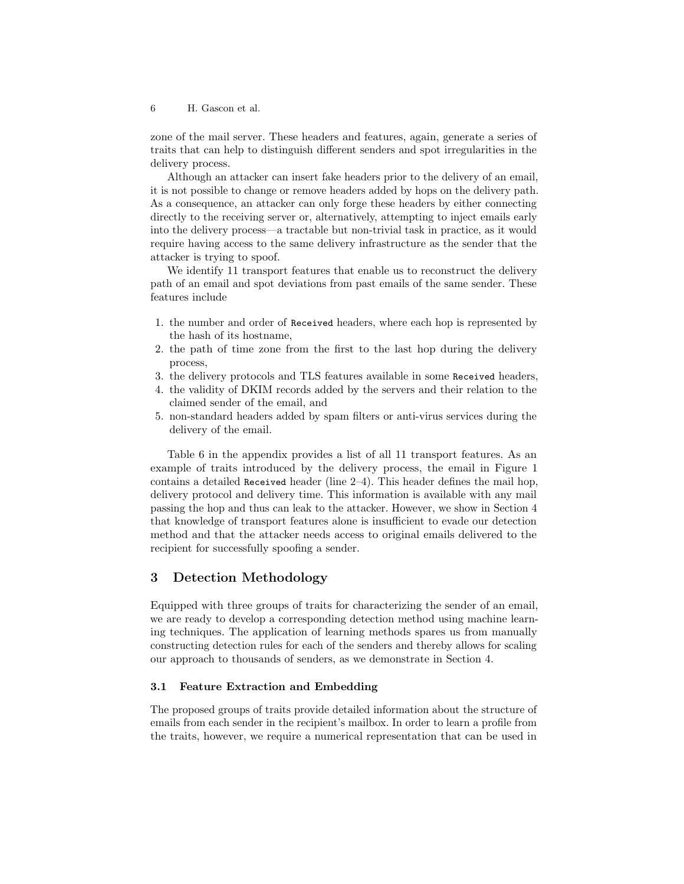zone of the mail server. These headers and features, again, generate a series of traits that can help to distinguish different senders and spot irregularities in the delivery process.

Although an attacker can insert fake headers prior to the delivery of an email, it is not possible to change or remove headers added by hops on the delivery path. As a consequence, an attacker can only forge these headers by either connecting directly to the receiving server or, alternatively, attempting to inject emails early into the delivery process—a tractable but non-trivial task in practice, as it would require having access to the same delivery infrastructure as the sender that the attacker is trying to spoof.

We identify 11 transport features that enable us to reconstruct the delivery path of an email and spot deviations from past emails of the same sender. These features include

1. the number and order of `Received` headers, where each hop is represented by the hash of its hostname,
2. the path of time zone from the first to the last hop during the delivery process,
3. the delivery protocols and TLS features available in some `Received` headers,
4. the validity of DKIM records added by the servers and their relation to the claimed sender of the email, and
5. non-standard headers added by spam filters or anti-virus services during the delivery of the email.

Table 6 in the appendix provides a list of all 11 transport features. As an example of traits introduced by the delivery process, the email in Figure 1 contains a detailed `Received` header (line 2–4). This header defines the mail hop, delivery protocol and delivery time. This information is available with any mail passing the hop and thus can leak to the attacker. However, we show in Section 4 that knowledge of transport features alone is insufficient to evade our detection method and that the attacker needs access to original emails delivered to the recipient for successfully spoofing a sender.

## 3 Detection Methodology

Equipped with three groups of traits for characterizing the sender of an email, we are ready to develop a corresponding detection method using machine learning techniques. The application of learning methods spares us from manually constructing detection rules for each of the senders and thereby allows for scaling our approach to thousands of senders, as we demonstrate in Section 4.

### 3.1 Feature Extraction and Embedding

The proposed groups of traits provide detailed information about the structure of emails from each sender in the recipient's mailbox. In order to learn a profile from the traits, however, we require a numerical representation that can be used in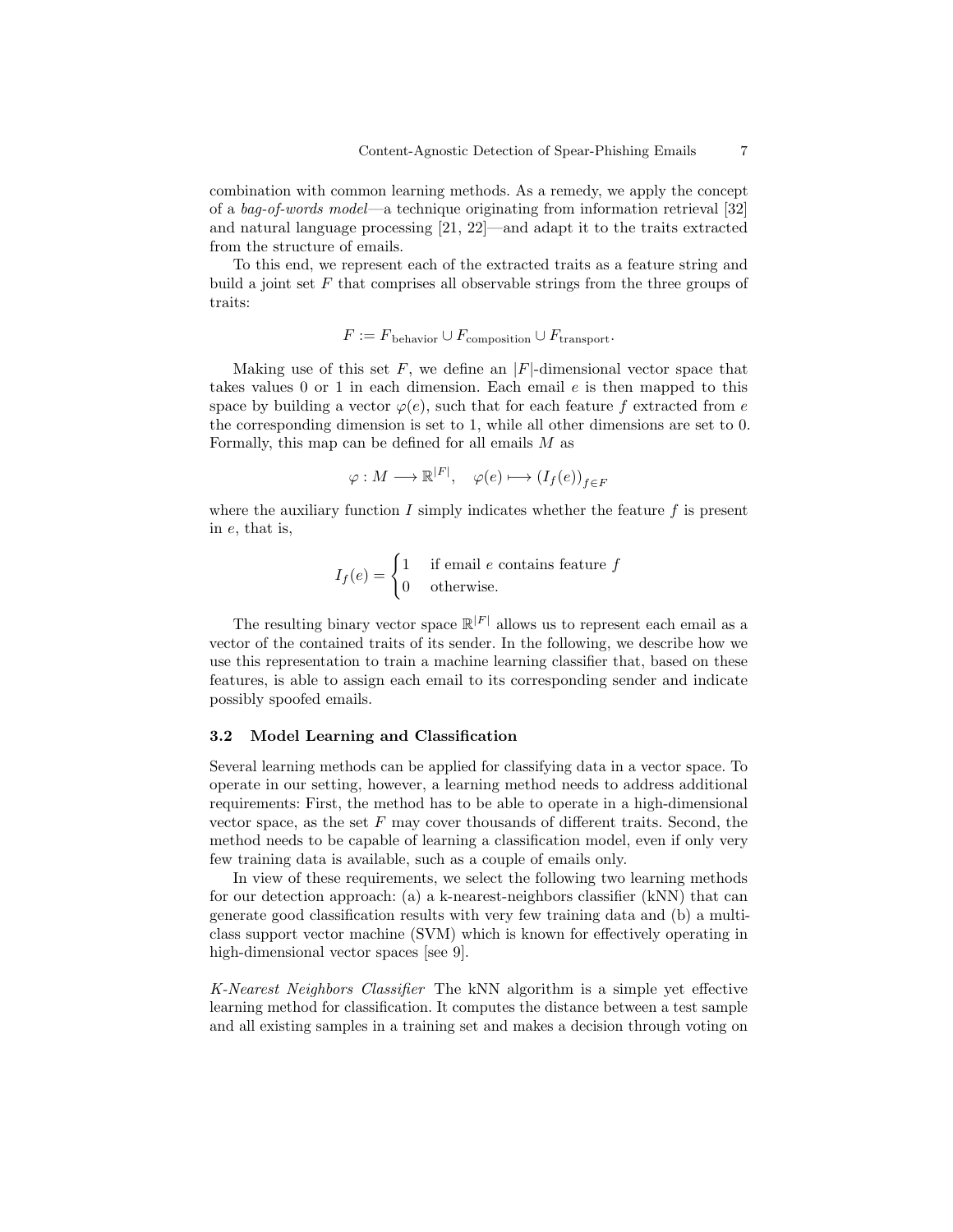combination with common learning methods. As a remedy, we apply the concept of a *bag-of-words model*—a technique originating from information retrieval [32] and natural language processing [21, 22]—and adapt it to the traits extracted from the structure of emails.

To this end, we represent each of the extracted traits as a feature string and build a joint set $F$ that comprises all observable strings from the three groups of traits:

$$F := F_{\text{behavior}} \cup F_{\text{composition}} \cup F_{\text{transport}}.$$

Making use of this set $F$, we define an $|F|$-dimensional vector space that takes values 0 or 1 in each dimension. Each email $e$ is then mapped to this space by building a vector $\varphi(e)$, such that for each feature $f$ extracted from $e$ the corresponding dimension is set to 1, while all other dimensions are set to 0. Formally, this map can be defined for all emails $M$ as

$$\varphi : M \longrightarrow \mathbb{R}^{|F|}, \quad \varphi(e) \longmapsto \left(I_f(e)\right)_{f \in F}$$

where the auxiliary function $I$ simply indicates whether the feature $f$ is present in $e$, that is,

$$I_f(e) = \begin{cases} 1 & \text{if email } e \text{ contains feature } f \\ 0 & \text{otherwise.} \end{cases}$$

The resulting binary vector space $\mathbb{R}^{|F|}$ allows us to represent each email as a vector of the contained traits of its sender. In the following, we describe how we use this representation to train a machine learning classifier that, based on these features, is able to assign each email to its corresponding sender and indicate possibly spoofed emails.

### 3.2 Model Learning and Classification

Several learning methods can be applied for classifying data in a vector space. To operate in our setting, however, a learning method needs to address additional requirements: First, the method has to be able to operate in a high-dimensional vector space, as the set $F$ may cover thousands of different traits. Second, the method needs to be capable of learning a classification model, even if only very few training data is available, such as a couple of emails only.

In view of these requirements, we select the following two learning methods for our detection approach: (a) a k-nearest-neighbors classifier (kNN) that can generate good classification results with very few training data and (b) a multi-class support vector machine (SVM) which is known for effectively operating in high-dimensional vector spaces [see 9].

*K-Nearest Neighbors Classifier* The kNN algorithm is a simple yet effective learning method for classification. It computes the distance between a test sample and all existing samples in a training set and makes a decision through voting on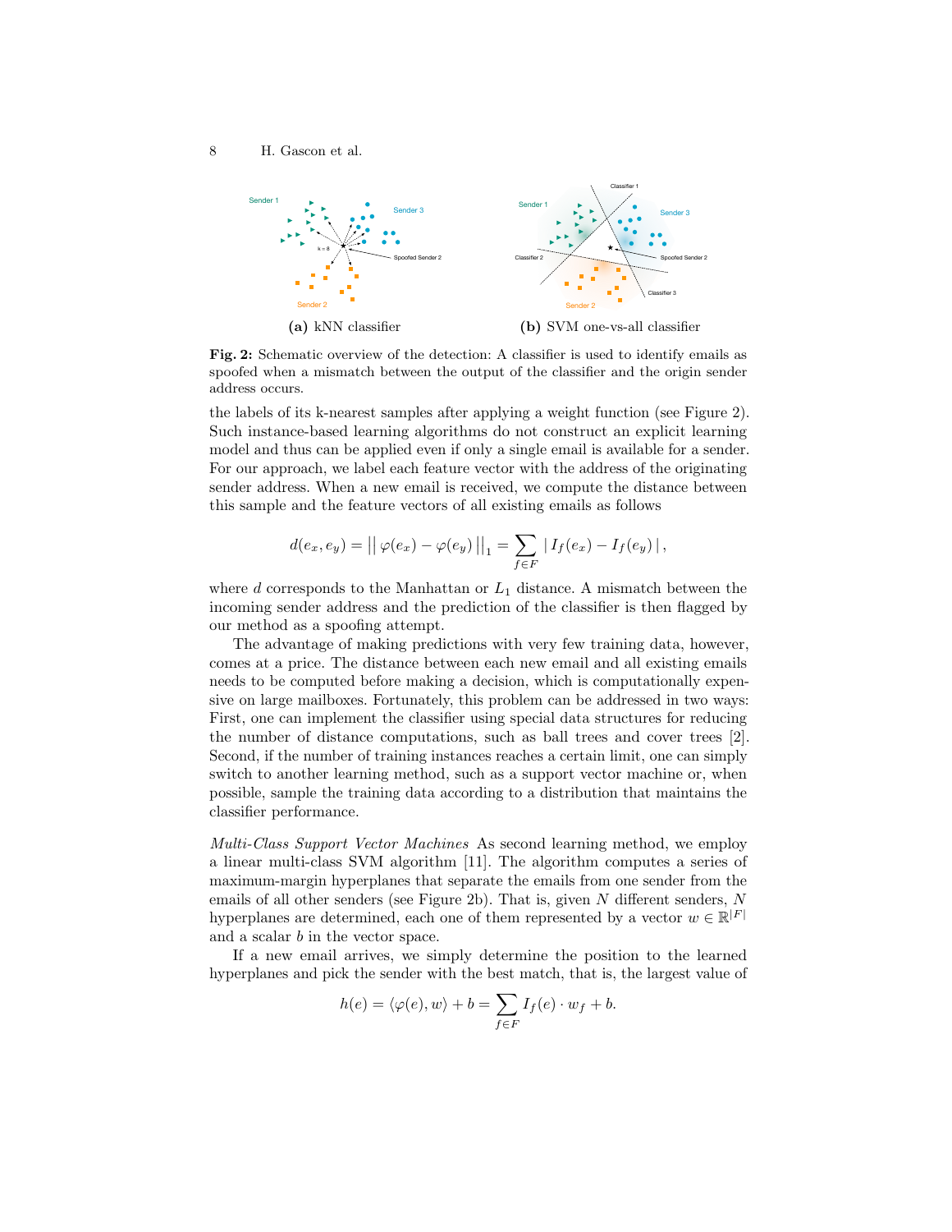(a) kNN classifier

(b) SVM one-vs-all classifier

**Fig. 2:** Schematic overview of the detection: A classifier is used to identify emails as spoofed when a mismatch between the output of the classifier and the origin sender address occurs.

the labels of its k-nearest samples after applying a weight function (see Figure 2). Such instance-based learning algorithms do not construct an explicit learning model and thus can be applied even if only a single email is available for a sender. For our approach, we label each feature vector with the address of the originating sender address. When a new email is received, we compute the distance between this sample and the feature vectors of all existing emails as follows

$$d(e_x, e_y) = \big|\big|\, \varphi(e_x) - \varphi(e_y)\, \big|\big|_1 = \sum_{f \in F} |\, I_f(e_x) - I_f(e_y)\, |\, ,$$

where $d$ corresponds to the Manhattan or $L_1$ distance. A mismatch between the incoming sender address and the prediction of the classifier is then flagged by our method as a spoofing attempt.

The advantage of making predictions with very few training data, however, comes at a price. The distance between each new email and all existing emails needs to be computed before making a decision, which is computationally expensive on large mailboxes. Fortunately, this problem can be addressed in two ways: First, one can implement the classifier using special data structures for reducing the number of distance computations, such as ball trees and cover trees [2]. Second, if the number of training instances reaches a certain limit, one can simply switch to another learning method, such as a support vector machine or, when possible, sample the training data according to a distribution that maintains the classifier performance.

*Multi-Class Support Vector Machines* As second learning method, we employ a linear multi-class SVM algorithm [11]. The algorithm computes a series of maximum-margin hyperplanes that separate the emails from one sender from the emails of all other senders (see Figure 2b). That is, given $N$ different senders, $N$ hyperplanes are determined, each one of them represented by a vector $w \in \mathbb{R}^{|F|}$ and a scalar $b$ in the vector space.

If a new email arrives, we simply determine the position to the learned hyperplanes and pick the sender with the best match, that is, the largest value of

$$h(e) = \langle \varphi(e), w \rangle + b = \sum_{f \in F} I_f(e) \cdot w_f + b.$$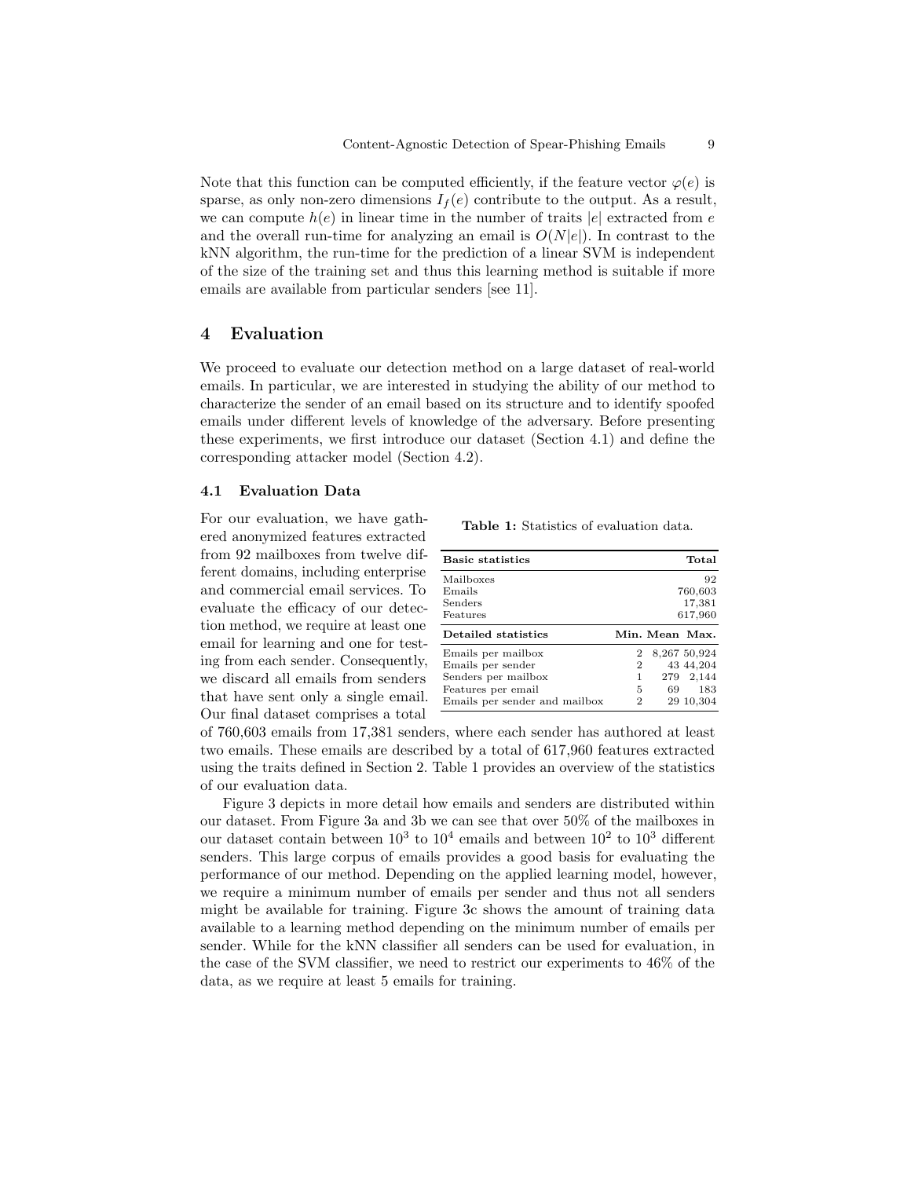Note that this function can be computed efficiently, if the feature vector $\varphi(e)$ is sparse, as only non-zero dimensions $I_f(e)$ contribute to the output. As a result, we can compute $h(e)$ in linear time in the number of traits $|e|$ extracted from $e$ and the overall run-time for analyzing an email is $O(N|e|)$. In contrast to the kNN algorithm, the run-time for the prediction of a linear SVM is independent of the size of the training set and thus this learning method is suitable if more emails are available from particular senders [see 11].

## 4 Evaluation

We proceed to evaluate our detection method on a large dataset of real-world emails. In particular, we are interested in studying the ability of our method to characterize the sender of an email based on its structure and to identify spoofed emails under different levels of knowledge of the adversary. Before presenting these experiments, we first introduce our dataset (Section 4.1) and define the corresponding attacker model (Section 4.2).

### 4.1 Evaluation Data

For our evaluation, we have gathered anonymized features extracted from 92 mailboxes from twelve different domains, including enterprise and commercial email services. To evaluate the efficacy of our detection method, we require at least one email for learning and one for testing from each sender. Consequently, we discard all emails from senders that have sent only a single email. Our final dataset comprises a total of 760,603 emails from 17,381 senders, where each sender has authored at least two emails. These emails are described by a total of 617,960 features extracted using the traits defined in Section 2. Table 1 provides an overview of the statistics of our evaluation data.

**Table 1:** Statistics of evaluation data.

| **Basic statistics** | | | **Total** |
|---|---|---|---|
| Mailboxes | | | 92 |
| Emails | | | 760,603 |
| Senders | | | 17,381 |
| Features | | | 617,960 |
| **Detailed statistics** | **Min.** | **Mean** | **Max.** |
| Emails per mailbox | 2 | 8,267 | 50,924 |
| Emails per sender | 2 | 43 | 44,204 |
| Senders per mailbox | 1 | 279 | 2,144 |
| Features per email | 5 | 69 | 183 |
| Emails per sender and mailbox | 2 | 29 | 10,304 |

Figure 3 depicts in more detail how emails and senders are distributed within our dataset. From Figure 3a and 3b we can see that over 50% of the mailboxes in our dataset contain between $10^3$ to $10^4$ emails and between $10^2$ to $10^3$ different senders. This large corpus of emails provides a good basis for evaluating the performance of our method. Depending on the applied learning model, however, we require a minimum number of emails per sender and thus not all senders might be available for training. Figure 3c shows the amount of training data available to a learning method depending on the minimum number of emails per sender. While for the kNN classifier all senders can be used for evaluation, in the case of the SVM classifier, we need to restrict our experiments to 46% of the data, as we require at least 5 emails for training.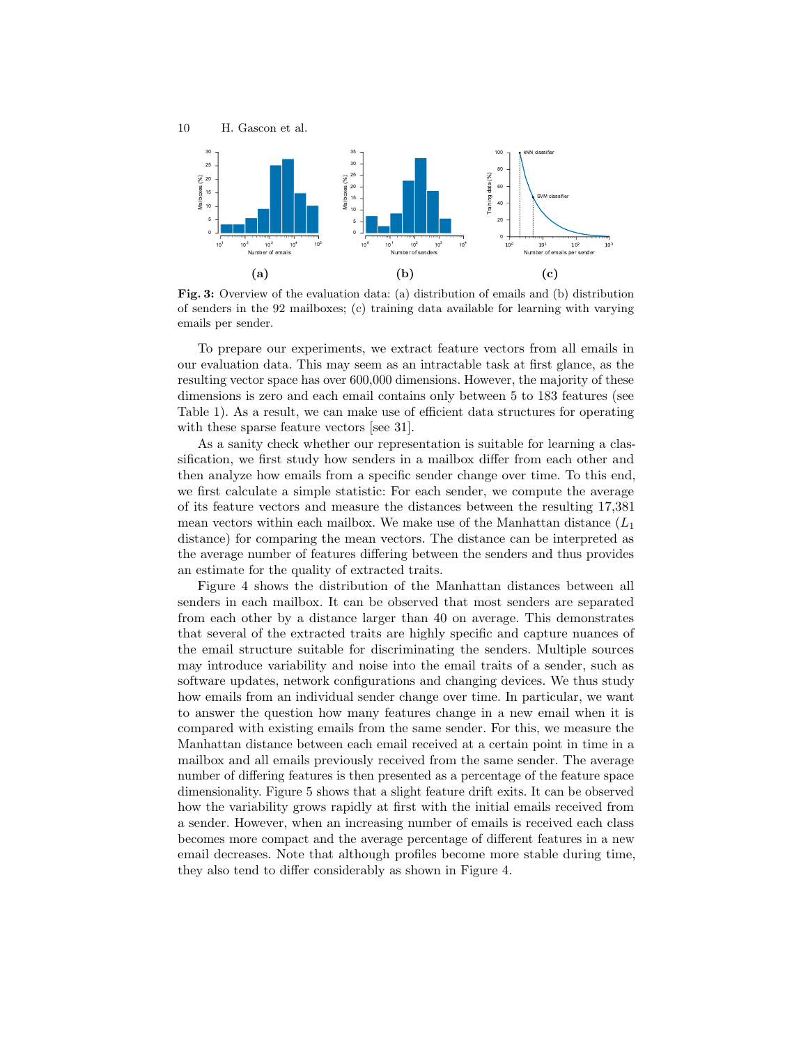**Fig. 3:** Overview of the evaluation data: (a) distribution of emails and (b) distribution of senders in the 92 mailboxes; (c) training data available for learning with varying emails per sender.

To prepare our experiments, we extract feature vectors from all emails in our evaluation data. This may seem as an intractable task at first glance, as the resulting vector space has over 600,000 dimensions. However, the majority of these dimensions is zero and each email contains only between 5 to 183 features (see Table 1). As a result, we can make use of efficient data structures for operating with these sparse feature vectors [see 31].

As a sanity check whether our representation is suitable for learning a classification, we first study how senders in a mailbox differ from each other and then analyze how emails from a specific sender change over time. To this end, we first calculate a simple statistic: For each sender, we compute the average of its feature vectors and measure the distances between the resulting 17,381 mean vectors within each mailbox. We make use of the Manhattan distance ($L_1$ distance) for comparing the mean vectors. The distance can be interpreted as the average number of features differing between the senders and thus provides an estimate for the quality of extracted traits.

Figure 4 shows the distribution of the Manhattan distances between all senders in each mailbox. It can be observed that most senders are separated from each other by a distance larger than 40 on average. This demonstrates that several of the extracted traits are highly specific and capture nuances of the email structure suitable for discriminating the senders. Multiple sources may introduce variability and noise into the email traits of a sender, such as software updates, network configurations and changing devices. We thus study how emails from an individual sender change over time. In particular, we want to answer the question how many features change in a new email when it is compared with existing emails from the same sender. For this, we measure the Manhattan distance between each email received at a certain point in time in a mailbox and all emails previously received from the same sender. The average number of differing features is then presented as a percentage of the feature space dimensionality. Figure 5 shows that a slight feature drift exits. It can be observed how the variability grows rapidly at first with the initial emails received from a sender. However, when an increasing number of emails is received each class becomes more compact and the average percentage of different features in a new email decreases. Note that although profiles become more stable during time, they also tend to differ considerably as shown in Figure 4.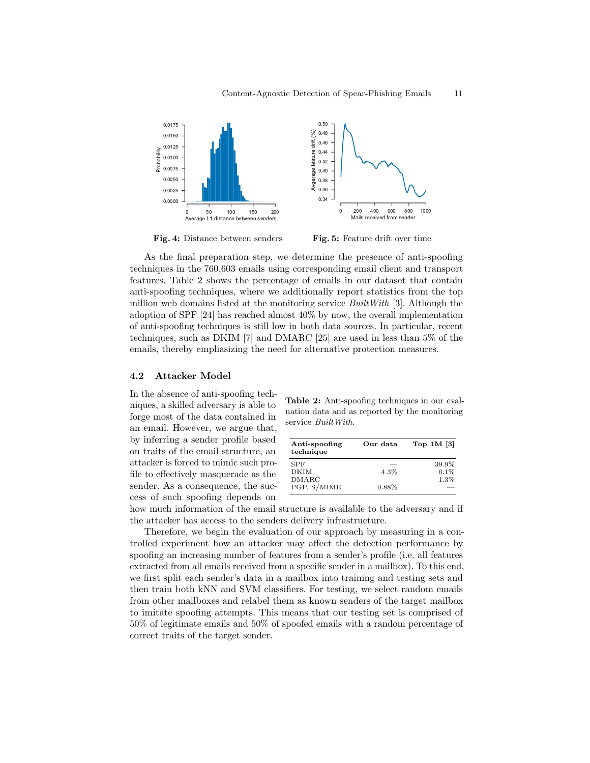Fig. 4: Distance between senders

Fig. 5: Feature drift over time

As the final preparation step, we determine the presence of anti-spoofing techniques in the 760,603 emails using corresponding email client and transport features. Table 2 shows the percentage of emails in our dataset that contain anti-spoofing techniques, where we additionally report statistics from the top million web domains listed at the monitoring service *BuiltWith* [3]. Although the adoption of SPF [24] has reached almost 40% by now, the overall implementation of anti-spoofing techniques is still low in both data sources. In particular, recent techniques, such as DKIM [7] and DMARC [25] are used in less than 5% of the emails, thereby emphasizing the need for alternative protection measures.

### 4.2 Attacker Model

**Table 2:** Anti-spoofing techniques in our evaluation data and as reported by the monitoring service *BuiltWith*.

| Anti-spoofing technique | Our data | Top 1M [3] |
|---|---|---|
| SPF | — | 39.9% |
| DKIM | 4.3% | 0.1% |
| DMARC | — | 1.3% |
| PGP, S/MIME | 0.88% | — |

In the absence of anti-spoofing techniques, a skilled adversary is able to forge most of the data contained in an email. However, we argue that, by inferring a sender profile based on traits of the email structure, an attacker is forced to mimic such profile to effectively masquerade as the sender. As a consequence, the success of such spoofing depends on how much information of the email structure is available to the adversary and if the attacker has access to the senders delivery infrastructure.

Therefore, we begin the evaluation of our approach by measuring in a controlled experiment how an attacker may affect the detection performance by spoofing an increasing number of features from a sender's profile (i.e. all features extracted from all emails received from a specific sender in a mailbox). To this end, we first split each sender's data in a mailbox into training and testing sets and then train both kNN and SVM classifiers. For testing, we select random emails from other mailboxes and relabel them as known senders of the target mailbox to imitate spoofing attempts. This means that our testing set is comprised of 50% of legitimate emails and 50% of spoofed emails with a random percentage of correct traits of the target sender.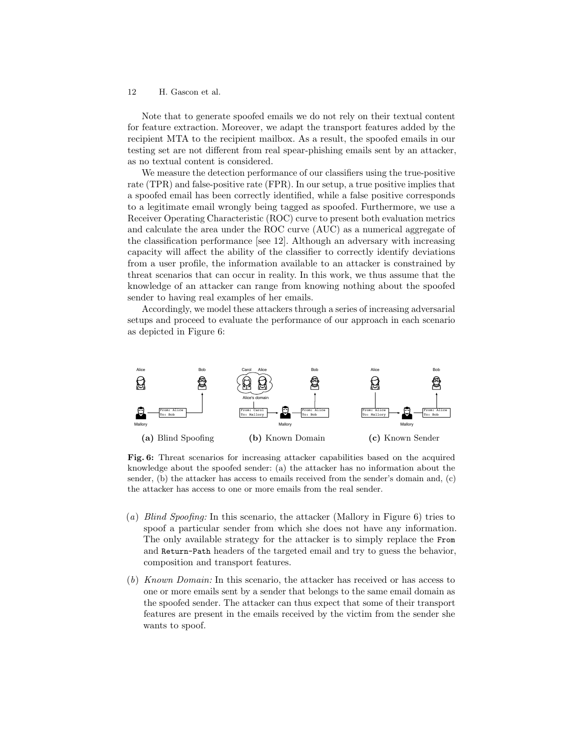Note that to generate spoofed emails we do not rely on their textual content for feature extraction. Moreover, we adapt the transport features added by the recipient MTA to the recipient mailbox. As a result, the spoofed emails in our testing set are not different from real spear-phishing emails sent by an attacker, as no textual content is considered.

We measure the detection performance of our classifiers using the true-positive rate (TPR) and false-positive rate (FPR). In our setup, a true positive implies that a spoofed email has been correctly identified, while a false positive corresponds to a legitimate email wrongly being tagged as spoofed. Furthermore, we use a Receiver Operating Characteristic (ROC) curve to present both evaluation metrics and calculate the area under the ROC curve (AUC) as a numerical aggregate of the classification performance [see 12]. Although an adversary with increasing capacity will affect the ability of the classifier to correctly identify deviations from a user profile, the information available to an attacker is constrained by threat scenarios that can occur in reality. In this work, we thus assume that the knowledge of an attacker can range from knowing nothing about the spoofed sender to having real examples of her emails.

Accordingly, we model these attackers through a series of increasing adversarial setups and proceed to evaluate the performance of our approach in each scenario as depicted in Figure 6:

**(a)** Blind Spoofing **(b)** Known Domain **(c)** Known Sender

**Fig. 6:** Threat scenarios for increasing attacker capabilities based on the acquired knowledge about the spoofed sender: (a) the attacker has no information about the sender, (b) the attacker has access to emails received from the sender's domain and, (c) the attacker has access to one or more emails from the real sender.

(*a*) *Blind Spoofing:* In this scenario, the attacker (Mallory in Figure 6) tries to spoof a particular sender from which she does not have any information. The only available strategy for the attacker is to simply replace the `From` and `Return-Path` headers of the targeted email and try to guess the behavior, composition and transport features.

(*b*) *Known Domain:* In this scenario, the attacker has received or has access to one or more emails sent by a sender that belongs to the same email domain as the spoofed sender. The attacker can thus expect that some of their transport features are present in the emails received by the victim from the sender she wants to spoof.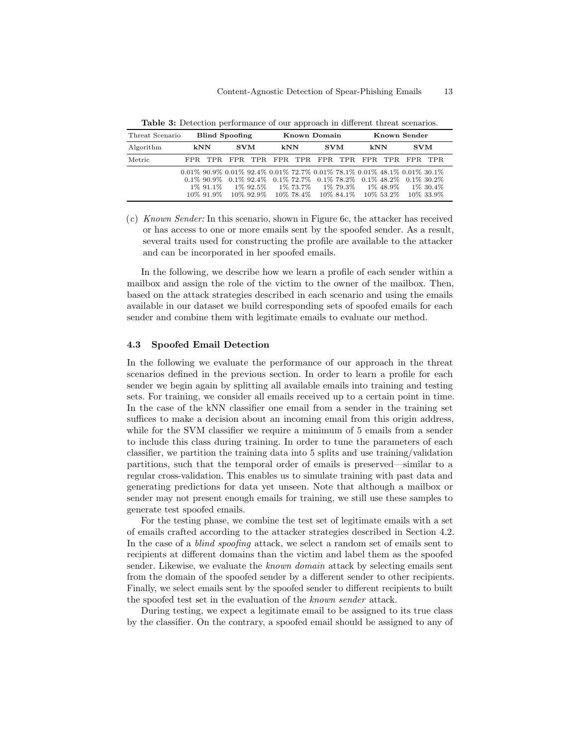**Table 3:** Detection performance of our approach in different threat scenarios.

| Threat Scenario | Blind Spoofing | | | | Known Domain | | | | Known Sender | | | |
|---|---|---|---|---|---|---|---|---|---|---|---|---|
| Algorithm | kNN | | SVM | | kNN | | SVM | | kNN | | SVM | |
| Metric | FPR | TPR | FPR | TPR | FPR | TPR | FPR | TPR | FPR | TPR | FPR | TPR |
| | 0.01% | 90.9% | 0.01% | 92.4% | 0.01% | 72.7% | 0.01% | 78.1% | 0.01% | 48.1% | 0.01% | 30.1% |
| | 0.1% | 90.9% | 0.1% | 92.4% | 0.1% | 72.7% | 0.1% | 78.2% | 0.1% | 48.2% | 0.1% | 30.2% |
| | 1% | 91.1% | 1% | 92.5% | 1% | 73.7% | 1% | 79.3% | 1% | 48.9% | 1% | 30.4% |
| | 10% | 91.9% | 10% | 92.9% | 10% | 78.4% | 10% | 84.1% | 10% | 53.2% | 10% | 33.9% |

(*c*) *Known Sender:* In this scenario, shown in Figure 6c, the attacker has received or has access to one or more emails sent by the spoofed sender. As a result, several traits used for constructing the profile are available to the attacker and can be incorporated in her spoofed emails.

In the following, we describe how we learn a profile of each sender within a mailbox and assign the role of the victim to the owner of the mailbox. Then, based on the attack strategies described in each scenario and using the emails available in our dataset we build corresponding sets of spoofed emails for each sender and combine them with legitimate emails to evaluate our method.

### 4.3 Spoofed Email Detection

In the following we evaluate the performance of our approach in the threat scenarios defined in the previous section. In order to learn a profile for each sender we begin again by splitting all available emails into training and testing sets. For training, we consider all emails received up to a certain point in time. In the case of the kNN classifier one email from a sender in the training set suffices to make a decision about an incoming email from this origin address, while for the SVM classifier we require a minimum of 5 emails from a sender to include this class during training. In order to tune the parameters of each classifier, we partition the training data into 5 splits and use training/validation partitions, such that the temporal order of emails is preserved—similar to a regular cross-validation. This enables us to simulate training with past data and generating predictions for data yet unseen. Note that although a mailbox or sender may not present enough emails for training, we still use these samples to generate test spoofed emails.

For the testing phase, we combine the test set of legitimate emails with a set of emails crafted according to the attacker strategies described in Section 4.2. In the case of a *blind spoofing* attack, we select a random set of emails sent to recipients at different domains than the victim and label them as the spoofed sender. Likewise, we evaluate the *known domain* attack by selecting emails sent from the domain of the spoofed sender by a different sender to other recipients. Finally, we select emails sent by the spoofed sender to different recipients to built the spoofed test set in the evaluation of the *known sender* attack.

During testing, we expect a legitimate email to be assigned to its true class by the classifier. On the contrary, a spoofed email should be assigned to any of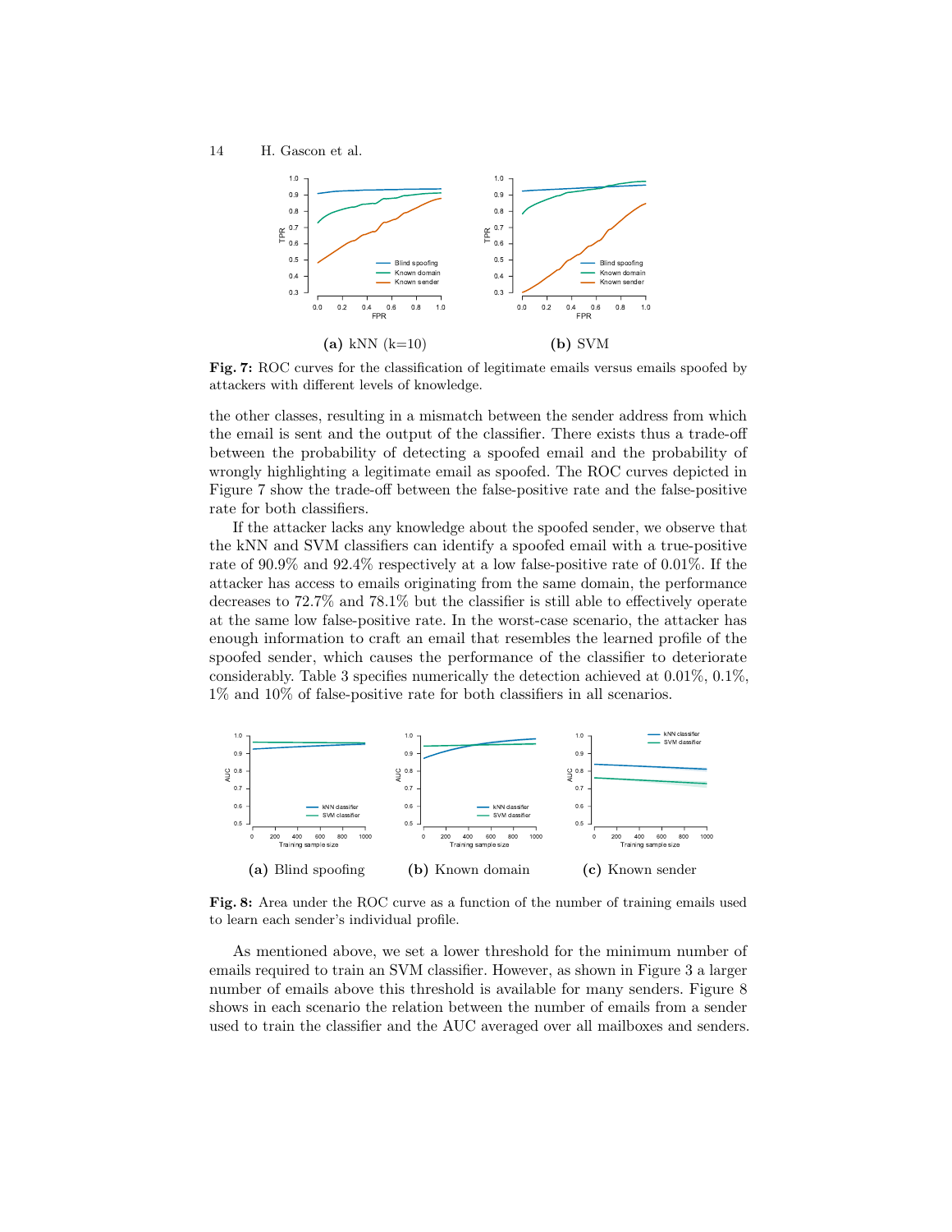**(a)** kNN (k=10) **(b)** SVM

**Fig. 7:** ROC curves for the classification of legitimate emails versus emails spoofed by attackers with different levels of knowledge.

the other classes, resulting in a mismatch between the sender address from which the email is sent and the output of the classifier. There exists thus a trade-off between the probability of detecting a spoofed email and the probability of wrongly highlighting a legitimate email as spoofed. The ROC curves depicted in Figure 7 show the trade-off between the false-positive rate and the false-positive rate for both classifiers.

If the attacker lacks any knowledge about the spoofed sender, we observe that the kNN and SVM classifiers can identify a spoofed email with a true-positive rate of 90.9% and 92.4% respectively at a low false-positive rate of 0.01%. If the attacker has access to emails originating from the same domain, the performance decreases to 72.7% and 78.1% but the classifier is still able to effectively operate at the same low false-positive rate. In the worst-case scenario, the attacker has enough information to craft an email that resembles the learned profile of the spoofed sender, which causes the performance of the classifier to deteriorate considerably. Table 3 specifies numerically the detection achieved at 0.01%, 0.1%, 1% and 10% of false-positive rate for both classifiers in all scenarios.

**(a)** Blind spoofing **(b)** Known domain **(c)** Known sender

**Fig. 8:** Area under the ROC curve as a function of the number of training emails used to learn each sender's individual profile.

As mentioned above, we set a lower threshold for the minimum number of emails required to train an SVM classifier. However, as shown in Figure 3 a larger number of emails above this threshold is available for many senders. Figure 8 shows in each scenario the relation between the number of emails from a sender used to train the classifier and the AUC averaged over all mailboxes and senders.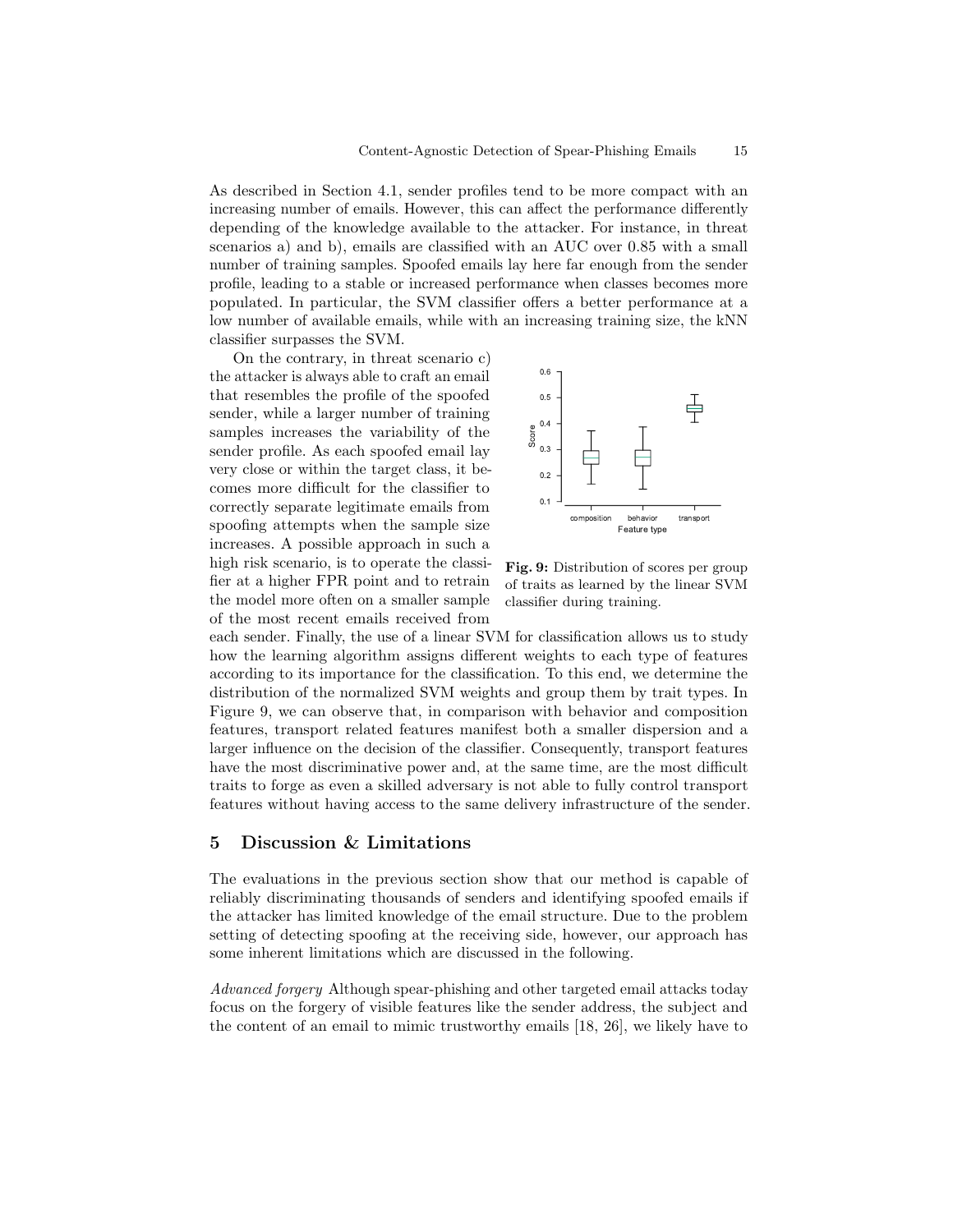As described in Section 4.1, sender profiles tend to be more compact with an increasing number of emails. However, this can affect the performance differently depending of the knowledge available to the attacker. For instance, in threat scenarios a) and b), emails are classified with an AUC over 0.85 with a small number of training samples. Spoofed emails lay here far enough from the sender profile, leading to a stable or increased performance when classes becomes more populated. In particular, the SVM classifier offers a better performance at a low number of available emails, while with an increasing training size, the kNN classifier surpasses the SVM.

On the contrary, in threat scenario c) the attacker is always able to craft an email that resembles the profile of the spoofed sender, while a larger number of training samples increases the variability of the sender profile. As each spoofed email lay very close or within the target class, it becomes more difficult for the classifier to correctly separate legitimate emails from spoofing attempts when the sample size increases. A possible approach in such a high risk scenario, is to operate the classifier at a higher FPR point and to retrain the model more often on a smaller sample of the most recent emails received from each sender. Finally, the use of a linear SVM for classification allows us to study how the learning algorithm assigns different weights to each type of features according to its importance for the classification. To this end, we determine the distribution of the normalized SVM weights and group them by trait types. In Figure 9, we can observe that, in comparison with behavior and composition features, transport related features manifest both a smaller dispersion and a larger influence on the decision of the classifier. Consequently, transport features have the most discriminative power and, at the same time, are the most difficult traits to forge as even a skilled adversary is not able to fully control transport features without having access to the same delivery infrastructure of the sender.

**Fig. 9:** Distribution of scores per group of traits as learned by the linear SVM classifier during training.

## 5 Discussion & Limitations

The evaluations in the previous section show that our method is capable of reliably discriminating thousands of senders and identifying spoofed emails if the attacker has limited knowledge of the email structure. Due to the problem setting of detecting spoofing at the receiving side, however, our approach has some inherent limitations which are discussed in the following.

*Advanced forgery* Although spear-phishing and other targeted email attacks today focus on the forgery of visible features like the sender address, the subject and the content of an email to mimic trustworthy emails [18, 26], we likely have to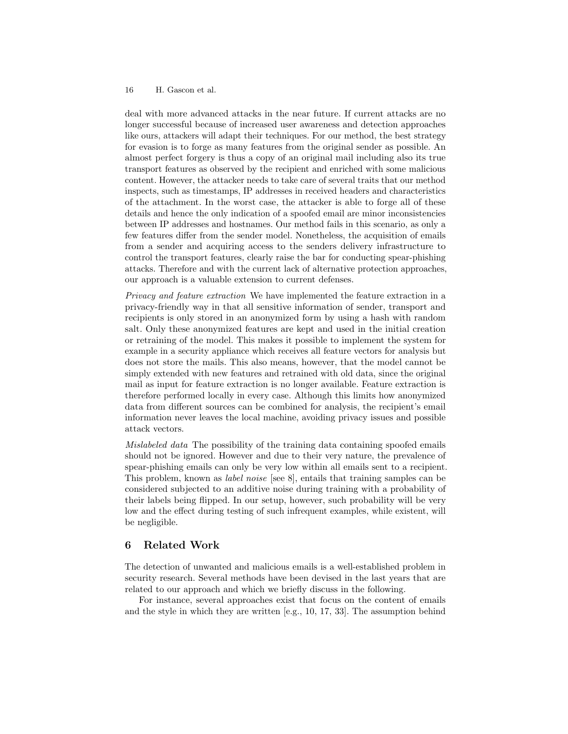deal with more advanced attacks in the near future. If current attacks are no longer successful because of increased user awareness and detection approaches like ours, attackers will adapt their techniques. For our method, the best strategy for evasion is to forge as many features from the original sender as possible. An almost perfect forgery is thus a copy of an original mail including also its true transport features as observed by the recipient and enriched with some malicious content. However, the attacker needs to take care of several traits that our method inspects, such as timestamps, IP addresses in received headers and characteristics of the attachment. In the worst case, the attacker is able to forge all of these details and hence the only indication of a spoofed email are minor inconsistencies between IP addresses and hostnames. Our method fails in this scenario, as only a few features differ from the sender model. Nonetheless, the acquisition of emails from a sender and acquiring access to the senders delivery infrastructure to control the transport features, clearly raise the bar for conducting spear-phishing attacks. Therefore and with the current lack of alternative protection approaches, our approach is a valuable extension to current defenses.

*Privacy and feature extraction* We have implemented the feature extraction in a privacy-friendly way in that all sensitive information of sender, transport and recipients is only stored in an anonymized form by using a hash with random salt. Only these anonymized features are kept and used in the initial creation or retraining of the model. This makes it possible to implement the system for example in a security appliance which receives all feature vectors for analysis but does not store the mails. This also means, however, that the model cannot be simply extended with new features and retrained with old data, since the original mail as input for feature extraction is no longer available. Feature extraction is therefore performed locally in every case. Although this limits how anonymized data from different sources can be combined for analysis, the recipient's email information never leaves the local machine, avoiding privacy issues and possible attack vectors.

*Mislabeled data* The possibility of the training data containing spoofed emails should not be ignored. However and due to their very nature, the prevalence of spear-phishing emails can only be very low within all emails sent to a recipient. This problem, known as *label noise* [see 8], entails that training samples can be considered subjected to an additive noise during training with a probability of their labels being flipped. In our setup, however, such probability will be very low and the effect during testing of such infrequent examples, while existent, will be negligible.

## 6 Related Work

The detection of unwanted and malicious emails is a well-established problem in security research. Several methods have been devised in the last years that are related to our approach and which we briefly discuss in the following.

For instance, several approaches exist that focus on the content of emails and the style in which they are written [e.g., 10, 17, 33]. The assumption behind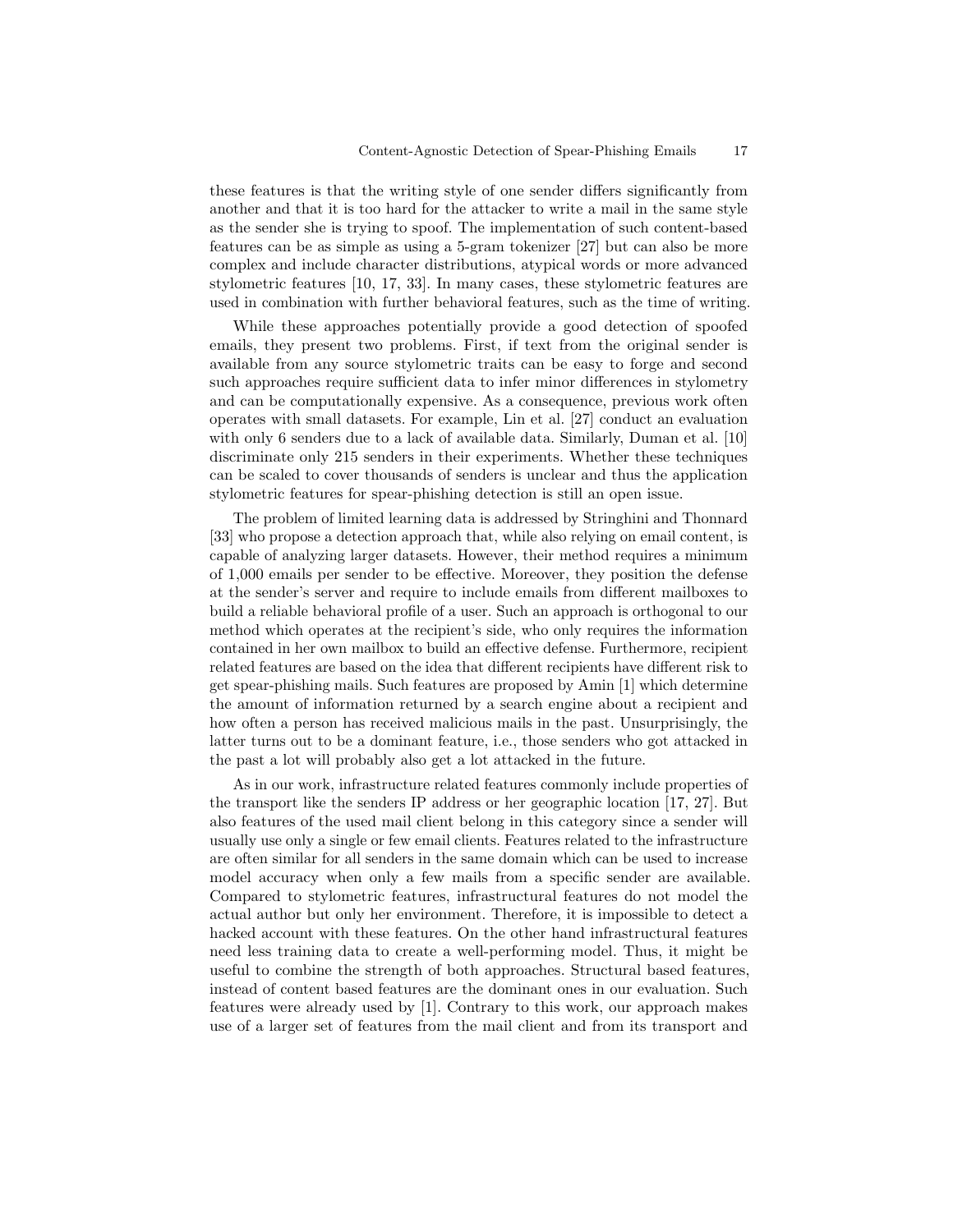these features is that the writing style of one sender differs significantly from another and that it is too hard for the attacker to write a mail in the same style as the sender she is trying to spoof. The implementation of such content-based features can be as simple as using a 5-gram tokenizer [27] but can also be more complex and include character distributions, atypical words or more advanced stylometric features [10, 17, 33]. In many cases, these stylometric features are used in combination with further behavioral features, such as the time of writing.

While these approaches potentially provide a good detection of spoofed emails, they present two problems. First, if text from the original sender is available from any source stylometric traits can be easy to forge and second such approaches require sufficient data to infer minor differences in stylometry and can be computationally expensive. As a consequence, previous work often operates with small datasets. For example, Lin et al. [27] conduct an evaluation with only 6 senders due to a lack of available data. Similarly, Duman et al. [10] discriminate only 215 senders in their experiments. Whether these techniques can be scaled to cover thousands of senders is unclear and thus the application stylometric features for spear-phishing detection is still an open issue.

The problem of limited learning data is addressed by Stringhini and Thonnard [33] who propose a detection approach that, while also relying on email content, is capable of analyzing larger datasets. However, their method requires a minimum of 1,000 emails per sender to be effective. Moreover, they position the defense at the sender's server and require to include emails from different mailboxes to build a reliable behavioral profile of a user. Such an approach is orthogonal to our method which operates at the recipient's side, who only requires the information contained in her own mailbox to build an effective defense. Furthermore, recipient related features are based on the idea that different recipients have different risk to get spear-phishing mails. Such features are proposed by Amin [1] which determine the amount of information returned by a search engine about a recipient and how often a person has received malicious mails in the past. Unsurprisingly, the latter turns out to be a dominant feature, i.e., those senders who got attacked in the past a lot will probably also get a lot attacked in the future.

As in our work, infrastructure related features commonly include properties of the transport like the senders IP address or her geographic location [17, 27]. But also features of the used mail client belong in this category since a sender will usually use only a single or few email clients. Features related to the infrastructure are often similar for all senders in the same domain which can be used to increase model accuracy when only a few mails from a specific sender are available. Compared to stylometric features, infrastructural features do not model the actual author but only her environment. Therefore, it is impossible to detect a hacked account with these features. On the other hand infrastructural features need less training data to create a well-performing model. Thus, it might be useful to combine the strength of both approaches. Structural based features, instead of content based features are the dominant ones in our evaluation. Such features were already used by [1]. Contrary to this work, our approach makes use of a larger set of features from the mail client and from its transport and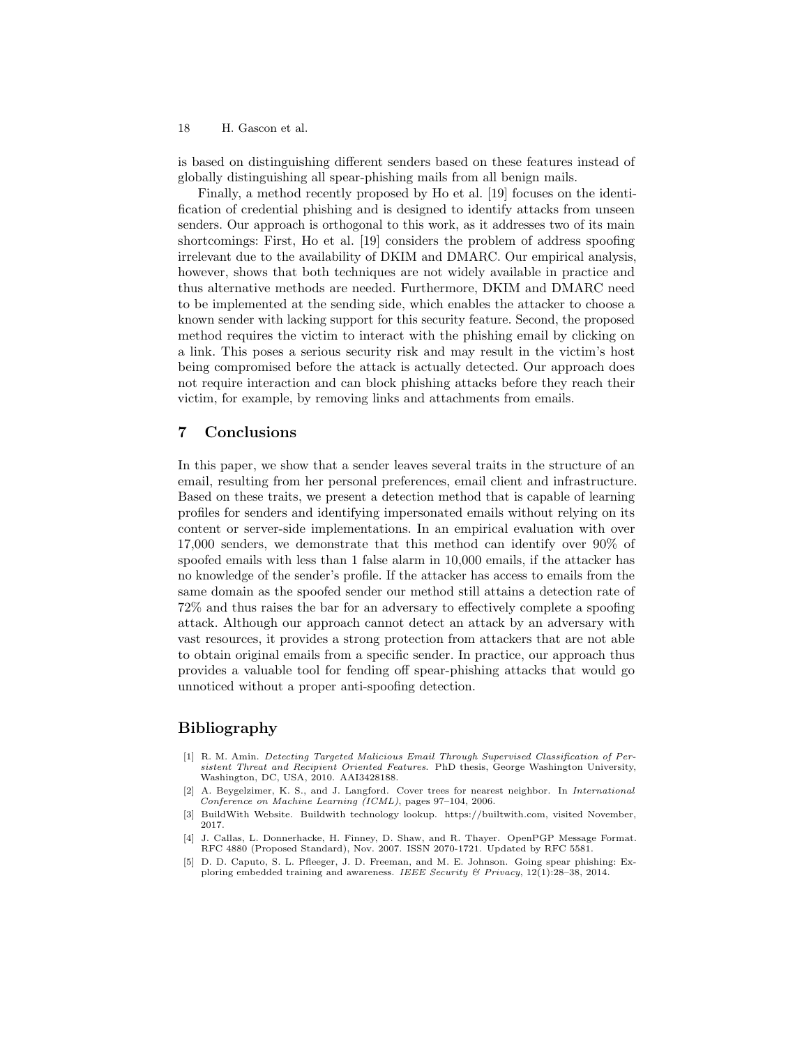is based on distinguishing different senders based on these features instead of globally distinguishing all spear-phishing mails from all benign mails.

Finally, a method recently proposed by Ho et al. [19] focuses on the identification of credential phishing and is designed to identify attacks from unseen senders. Our approach is orthogonal to this work, as it addresses two of its main shortcomings: First, Ho et al. [19] considers the problem of address spoofing irrelevant due to the availability of DKIM and DMARC. Our empirical analysis, however, shows that both techniques are not widely available in practice and thus alternative methods are needed. Furthermore, DKIM and DMARC need to be implemented at the sending side, which enables the attacker to choose a known sender with lacking support for this security feature. Second, the proposed method requires the victim to interact with the phishing email by clicking on a link. This poses a serious security risk and may result in the victim's host being compromised before the attack is actually detected. Our approach does not require interaction and can block phishing attacks before they reach their victim, for example, by removing links and attachments from emails.

## 7 Conclusions

In this paper, we show that a sender leaves several traits in the structure of an email, resulting from her personal preferences, email client and infrastructure. Based on these traits, we present a detection method that is capable of learning profiles for senders and identifying impersonated emails without relying on its content or server-side implementations. In an empirical evaluation with over 17,000 senders, we demonstrate that this method can identify over 90% of spoofed emails with less than 1 false alarm in 10,000 emails, if the attacker has no knowledge of the sender's profile. If the attacker has access to emails from the same domain as the spoofed sender our method still attains a detection rate of 72% and thus raises the bar for an adversary to effectively complete a spoofing attack. Although our approach cannot detect an attack by an adversary with vast resources, it provides a strong protection from attackers that are not able to obtain original emails from a specific sender. In practice, our approach thus provides a valuable tool for fending off spear-phishing attacks that would go unnoticed without a proper anti-spoofing detection.

## Bibliography

[1] R. M. Amin. *Detecting Targeted Malicious Email Through Supervised Classification of Persistent Threat and Recipient Oriented Features.* PhD thesis, George Washington University, Washington, DC, USA, 2010. AAI3428188.

[2] A. Beygelzimer, K. S., and J. Langford. Cover trees for nearest neighbor. In *International Conference on Machine Learning (ICML)*, pages 97–104, 2006.

[3] BuildWith Website. Buildwith technology lookup. https://builtwith.com, visited November, 2017.

[4] J. Callas, L. Donnerhacke, H. Finney, D. Shaw, and R. Thayer. OpenPGP Message Format. RFC 4880 (Proposed Standard), Nov. 2007. ISSN 2070-1721. Updated by RFC 5581.

[5] D. D. Caputo, S. L. Pfleeger, J. D. Freeman, and M. E. Johnson. Going spear phishing: Exploring embedded training and awareness. *IEEE Security & Privacy*, 12(1):28–38, 2014.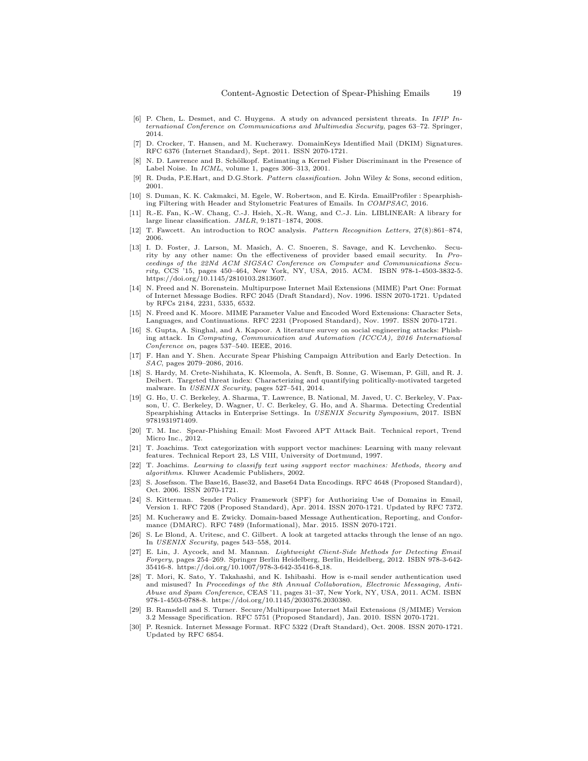[6] P. Chen, L. Desmet, and C. Huygens. A study on advanced persistent threats. In *IFIP International Conference on Communications and Multimedia Security*, pages 63–72. Springer, 2014.

[7] D. Crocker, T. Hansen, and M. Kucherawy. DomainKeys Identified Mail (DKIM) Signatures. RFC 6376 (Internet Standard), Sept. 2011. ISSN 2070-1721.

[8] N. D. Lawrence and B. Schölkopf. Estimating a Kernel Fisher Discriminant in the Presence of Label Noise. In *ICML*, volume 1, pages 306–313, 2001.

[9] R. Duda, P.E.Hart, and D.G.Stork. *Pattern classification*. John Wiley & Sons, second edition, 2001.

[10] S. Duman, K. K. Cakmakci, M. Egele, W. Robertson, and E. Kirda. EmailProfiler : Spearphishing Filtering with Header and Stylometric Features of Emails. In *COMPSAC*, 2016.

[11] R.-E. Fan, K.-W. Chang, C.-J. Hsieh, X.-R. Wang, and C.-J. Lin. LIBLINEAR: A library for large linear classification. *JMLR*, 9:1871–1874, 2008.

[12] T. Fawcett. An introduction to ROC analysis. *Pattern Recognition Letters*, 27(8):861–874, 2006.

[13] I. D. Foster, J. Larson, M. Masich, A. C. Snoeren, S. Savage, and K. Levchenko. Security by any other name: On the effectiveness of provider based email security. In *Proceedings of the 22Nd ACM SIGSAC Conference on Computer and Communications Security*, CCS '15, pages 450–464, New York, NY, USA, 2015. ACM. ISBN 978-1-4503-3832-5. https://doi.org/10.1145/2810103.2813607.

[14] N. Freed and N. Borenstein. Multipurpose Internet Mail Extensions (MIME) Part One: Format of Internet Message Bodies. RFC 2045 (Draft Standard), Nov. 1996. ISSN 2070-1721. Updated by RFCs 2184, 2231, 5335, 6532.

[15] N. Freed and K. Moore. MIME Parameter Value and Encoded Word Extensions: Character Sets, Languages, and Continuations. RFC 2231 (Proposed Standard), Nov. 1997. ISSN 2070-1721.

[16] S. Gupta, A. Singhal, and A. Kapoor. A literature survey on social engineering attacks: Phishing attack. In *Computing, Communication and Automation (ICCCA), 2016 International Conference on*, pages 537–540. IEEE, 2016.

[17] F. Han and Y. Shen. Accurate Spear Phishing Campaign Attribution and Early Detection. In *SAC*, pages 2079–2086, 2016.

[18] S. Hardy, M. Crete-Nishihata, K. Kleemola, A. Senft, B. Sonne, G. Wiseman, P. Gill, and R. J. Deibert. Targeted threat index: Characterizing and quantifying politically-motivated targeted malware. In *USENIX Security*, pages 527–541, 2014.

[19] G. Ho, U. C. Berkeley, A. Sharma, T. Lawrence, B. National, M. Javed, U. C. Berkeley, V. Paxson, U. C. Berkeley, D. Wagner, U. C. Berkeley, G. Ho, and A. Sharma. Detecting Credential Spearphishing Attacks in Enterprise Settings. In *USENIX Security Symposium*, 2017. ISBN 9781931971409.

[20] T. M. Inc. Spear-Phishing Email: Most Favored APT Attack Bait. Technical report, Trend Micro Inc., 2012.

[21] T. Joachims. Text categorization with support vector machines: Learning with many relevant features. Technical Report 23, LS VIII, University of Dortmund, 1997.

[22] T. Joachims. *Learning to classify text using support vector machines: Methods, theory and algorithms*. Kluwer Academic Publishers, 2002.

[23] S. Josefsson. The Base16, Base32, and Base64 Data Encodings. RFC 4648 (Proposed Standard), Oct. 2006. ISSN 2070-1721.

[24] S. Kitterman. Sender Policy Framework (SPF) for Authorizing Use of Domains in Email, Version 1. RFC 7208 (Proposed Standard), Apr. 2014. ISSN 2070-1721. Updated by RFC 7372.

[25] M. Kucherawy and E. Zwicky. Domain-based Message Authentication, Reporting, and Conformance (DMARC). RFC 7489 (Informational), Mar. 2015. ISSN 2070-1721.

[26] S. Le Blond, A. Uritesc, and C. Gilbert. A look at targeted attacks through the lense of an ngo. In *USENIX Security*, pages 543–558, 2014.

[27] E. Lin, J. Aycock, and M. Mannan. *Lightweight Client-Side Methods for Detecting Email Forgery*, pages 254–269. Springer Berlin Heidelberg, Berlin, Heidelberg, 2012. ISBN 978-3-642-35416-8. https://doi.org/10.1007/978-3-642-35416-8_18.

[28] T. Mori, K. Sato, Y. Takahashi, and K. Ishibashi. How is e-mail sender authentication used and misused? In *Proceedings of the 8th Annual Collaboration, Electronic Messaging, Anti-Abuse and Spam Conference*, CEAS '11, pages 31–37, New York, NY, USA, 2011. ACM. ISBN 978-1-4503-0788-8. https://doi.org/10.1145/2030376.2030380.

[29] B. Ramsdell and S. Turner. Secure/Multipurpose Internet Mail Extensions (S/MIME) Version 3.2 Message Specification. RFC 5751 (Proposed Standard), Jan. 2010. ISSN 2070-1721.

[30] P. Resnick. Internet Message Format. RFC 5322 (Draft Standard), Oct. 2008. ISSN 2070-1721. Updated by RFC 6854.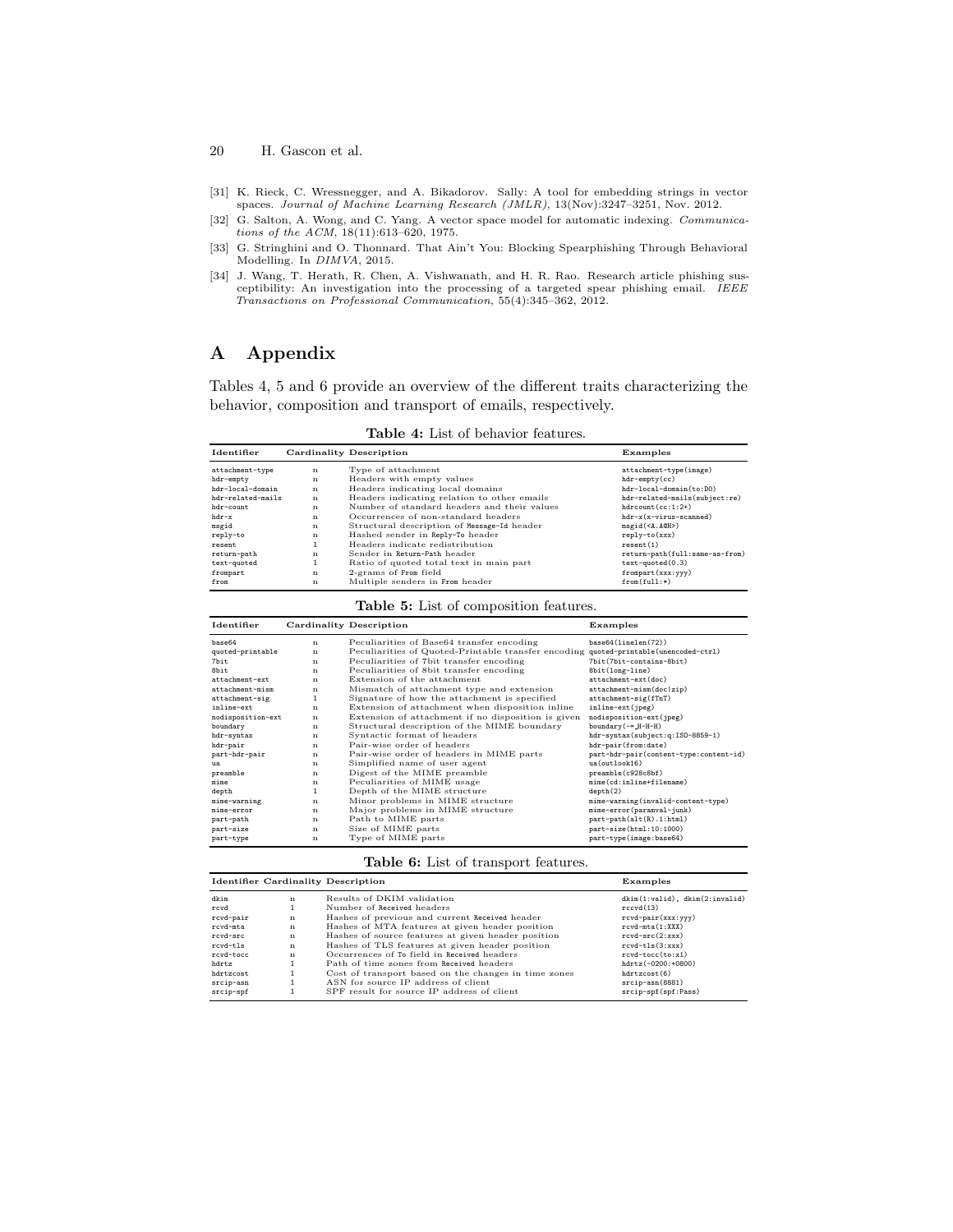[31] K. Rieck, C. Wressnegger, and A. Bikadorov. Sally: A tool for embedding strings in vector spaces. *Journal of Machine Learning Research (JMLR)*, 13(Nov):3247–3251, Nov. 2012.

[32] G. Salton, A. Wong, and C. Yang. A vector space model for automatic indexing. *Communications of the ACM*, 18(11):613–620, 1975.

[33] G. Stringhini and O. Thonnard. That Ain't You: Blocking Spearphishing Through Behavioral Modelling. In *DIMVA*, 2015.

[34] J. Wang, T. Herath, R. Chen, A. Vishwanath, and H. R. Rao. Research article phishing susceptibility: An investigation into the processing of a targeted spear phishing email. *IEEE Transactions on Professional Communication*, 55(4):345–362, 2012.

# A Appendix

Tables 4, 5 and 6 provide an overview of the different traits characterizing the behavior, composition and transport of emails, respectively.

**Table 4:** List of behavior features.

| Identifier | Cardinality | Description | Examples |
|---|---|---|---|
| attachment-type | n | Type of attachment | attachment-type(image) |
| hdr-empty | n | Headers with empty values | hdr-empty(cc) |
| hdr-local-domain | n | Headers indicating local domains | hdr-local-domain(to:D0) |
| hdr-related-mails | n | Headers indicating relation to other emails | hdr-related-mails(subject:re) |
| hdr-count | n | Number of standard headers and their values | hdrcount(cc:1:2+) |
| hdr-x | n | Occurrences of non-standard headers | hdr-x(x-virus-scanned) |
| msgid | n | Structural description of Message-Id header | msgid(<A.A@H>) |
| reply-to | n | Hashed sender in Reply-To header | reply-to(xxx) |
| resent | 1 | Headers indicate redistribution | resent(1) |
| return-path | n | Sender in Return-Path header | return-path(full:same-as-from) |
| text-quoted | 1 | Ratio of quoted total text in main part | text-quoted(0.3) |
| frompart | n | 2-grams of From field | frompart(xxx:yyy) |
| from | n | Multiple senders in From header | from(full:*) |

**Table 5:** List of composition features.

| Identifier | Cardinality | Description | Examples |
|---|---|---|---|
| base64 | n | Peculiarities of Base64 transfer encoding | base64(linelen(72)) |
| quoted-printable | n | Peculiarities of Quoted-Printable transfer encoding | quoted-printable(unencoded-ctrl) |
| 7bit | n | Peculiarities of 7bit transfer encoding | 7bit(7bit-contains-8bit) |
| 8bit | n | Peculiarities of 8bit transfer encoding | 8bit(long-line) |
| attachment-ext | n | Extension of the attachment | attachment-ext(doc) |
| attachment-mism | n | Mismatch of attachment type and extension | attachment-mism(doc\|zip) |
| attachment-sig | 1 | Signature of how the attachment is specified | attachment-sig(fTnT) |
| inline-ext | n | Extension of attachment when disposition inline | inline-ext(jpeg) |
| nodisposition-ext | n | Extension of attachment if no disposition is given | nodisposition-ext(jpeg) |
| boundary | n | Structural description of the MIME boundary | boundary(-=_H-H-H) |
| hdr-syntax | n | Syntactic format of headers | hdr-syntax(subject:q:ISO-8859-1) |
| hdr-pair | n | Pair-wise order of headers | hdr-pair(from:date) |
| part-hdr-pair | n | Pair-wise order of headers in MIME parts | part-hdr-pair(content-type:content-id) |
| ua | n | Simplified name of user agent | ua(outlook16) |
| preamble | n | Digest of the MIME preamble | preamble(c928c8bf) |
| mime | n | Peculiarities of MIME usage | mime(cd:inline+filename) |
| depth | 1 | Depth of the MIME structure | depth(2) |
| mime-warning | n | Minor problems in MIME structure | mime-warning(invalid-content-type) |
| mime-error | n | Major problems in MIME structure | mime-error(paramval-junk) |
| part-path | n | Path to MIME parts | part-path(alt(R).1:html) |
| part-size | n | Size of MIME parts | part-size(html:10:1000) |
| part-type | n | Type of MIME parts | part-type(image:base64) |

**Table 6:** List of transport features.

| Identifier | Cardinality | Description | Examples |
|---|---|---|---|
| dkim | n | Results of DKIM validation | dkim(1:valid), dkim(2:invalid) |
| rcvd | 1 | Number of Received headers | rccvd(13) |
| rcvd-pair | n | Hashes of previous and current Received header | rcvd-pair(xxx:yyy) |
| rcvd-mta | n | Hashes of MTA features at given header position | rcvd-mta(1:XXX) |
| rcvd-src | n | Hashes of source features at given header position | rcvd-src(2:xxx) |
| rcvd-tls | n | Hashes of TLS features at given header position | rcvd-tls(3:xxx) |
| rcvd-tocc | n | Occurrences of To field in Received headers | rcvd-tocc(to:x1) |
| hdrtz | 1 | Path of time zones from Received headers | hdrtz(-0200:+0800) |
| hdrtzcost | 1 | Cost of transport based on the changes in time zones | hdrtzcost(6) |
| srcip-asn | 1 | ASN for source IP address of client | srcip-asn(8881) |
| srcip-spf | 1 | SPF result for source IP address of client | srcip-spf(spf:Pass) |